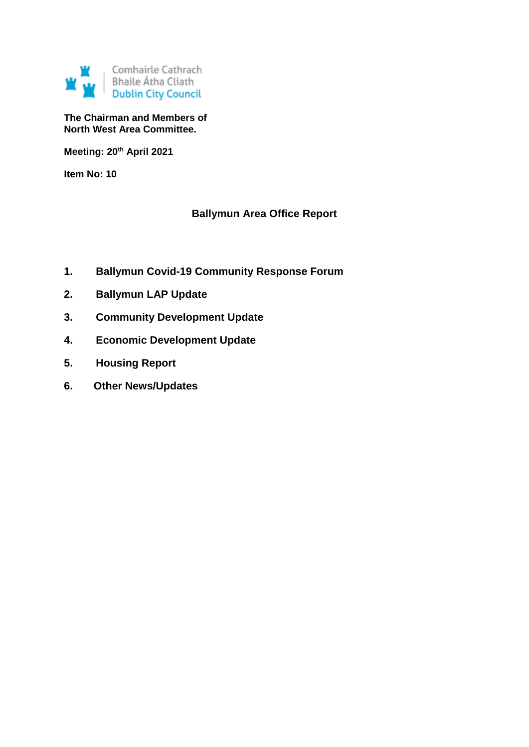Comhairle Cathrach
Bhaile Átha Cliath
Dublin City Council

**The Chairman and Members of**
**North West Area Committee.**

**Meeting: 20th April 2021**

**Item No: 10**

# Ballymun Area Office Report

1. **Ballymun Covid-19 Community Response Forum**
2. **Ballymun LAP Update**
3. **Community Development Update**
4. **Economic Development Update**
5. **Housing Report**
6. **Other News/Updates**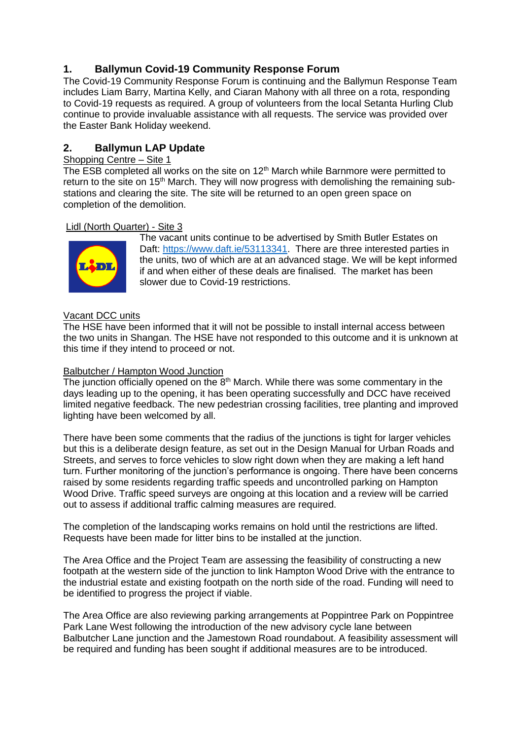## 1. Ballymun Covid-19 Community Response Forum

The Covid-19 Community Response Forum is continuing and the Ballymun Response Team includes Liam Barry, Martina Kelly, and Ciaran Mahony with all three on a rota, responding to Covid-19 requests as required. A group of volunteers from the local Setanta Hurling Club continue to provide invaluable assistance with all requests. The service was provided over the Easter Bank Holiday weekend.

## 2. Ballymun LAP Update

Shopping Centre – Site 1

The ESB completed all works on the site on 12th March while Barnmore were permitted to return to the site on 15th March. They will now progress with demolishing the remaining sub-stations and clearing the site. The site will be returned to an open green space on completion of the demolition.

Lidl (North Quarter) - Site 3

The vacant units continue to be advertised by Smith Butler Estates on Daft: https://www.daft.ie/53113341. There are three interested parties in the units, two of which are at an advanced stage. We will be kept informed if and when either of these deals are finalised. The market has been slower due to Covid-19 restrictions.

Vacant DCC units

The HSE have been informed that it will not be possible to install internal access between the two units in Shangan. The HSE have not responded to this outcome and it is unknown at this time if they intend to proceed or not.

Balbutcher / Hampton Wood Junction

The junction officially opened on the 8th March. While there was some commentary in the days leading up to the opening, it has been operating successfully and DCC have received limited negative feedback. The new pedestrian crossing facilities, tree planting and improved lighting have been welcomed by all.

There have been some comments that the radius of the junctions is tight for larger vehicles but this is a deliberate design feature, as set out in the Design Manual for Urban Roads and Streets, and serves to force vehicles to slow right down when they are making a left hand turn. Further monitoring of the junction's performance is ongoing. There have been concerns raised by some residents regarding traffic speeds and uncontrolled parking on Hampton Wood Drive. Traffic speed surveys are ongoing at this location and a review will be carried out to assess if additional traffic calming measures are required.

The completion of the landscaping works remains on hold until the restrictions are lifted. Requests have been made for litter bins to be installed at the junction.

The Area Office and the Project Team are assessing the feasibility of constructing a new footpath at the western side of the junction to link Hampton Wood Drive with the entrance to the industrial estate and existing footpath on the north side of the road. Funding will need to be identified to progress the project if viable.

The Area Office are also reviewing parking arrangements at Poppintree Park on Poppintree Park Lane West following the introduction of the new advisory cycle lane between Balbutcher Lane junction and the Jamestown Road roundabout. A feasibility assessment will be required and funding has been sought if additional measures are to be introduced.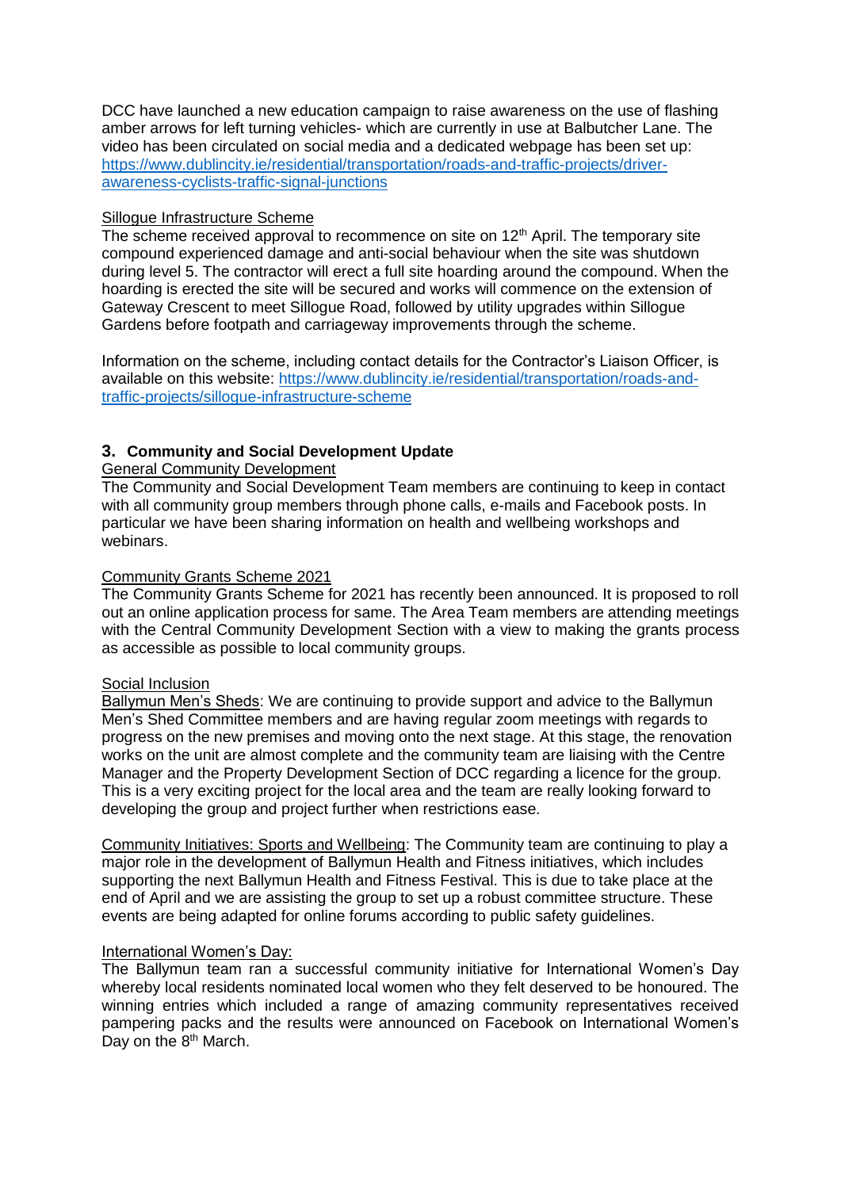DCC have launched a new education campaign to raise awareness on the use of flashing amber arrows for left turning vehicles- which are currently in use at Balbutcher Lane. The video has been circulated on social media and a dedicated webpage has been set up: [https://www.dublincity.ie/residential/transportation/roads-and-traffic-projects/driver-awareness-cyclists-traffic-signal-junctions](https://www.dublincity.ie/residential/transportation/roads-and-traffic-projects/driver-awareness-cyclists-traffic-signal-junctions)

Sillogue Infrastructure Scheme

The scheme received approval to recommence on site on 12th April. The temporary site compound experienced damage and anti-social behaviour when the site was shutdown during level 5. The contractor will erect a full site hoarding around the compound. When the hoarding is erected the site will be secured and works will commence on the extension of Gateway Crescent to meet Sillogue Road, followed by utility upgrades within Sillogue Gardens before footpath and carriageway improvements through the scheme.

Information on the scheme, including contact details for the Contractor's Liaison Officer, is available on this website: [https://www.dublincity.ie/residential/transportation/roads-and-traffic-projects/sillogue-infrastructure-scheme](https://www.dublincity.ie/residential/transportation/roads-and-traffic-projects/sillogue-infrastructure-scheme)

## 3. Community and Social Development Update

General Community Development

The Community and Social Development Team members are continuing to keep in contact with all community group members through phone calls, e-mails and Facebook posts. In particular we have been sharing information on health and wellbeing workshops and webinars.

Community Grants Scheme 2021

The Community Grants Scheme for 2021 has recently been announced. It is proposed to roll out an online application process for same. The Area Team members are attending meetings with the Central Community Development Section with a view to making the grants process as accessible as possible to local community groups.

Social Inclusion

Ballymun Men's Sheds: We are continuing to provide support and advice to the Ballymun Men's Shed Committee members and are having regular zoom meetings with regards to progress on the new premises and moving onto the next stage. At this stage, the renovation works on the unit are almost complete and the community team are liaising with the Centre Manager and the Property Development Section of DCC regarding a licence for the group. This is a very exciting project for the local area and the team are really looking forward to developing the group and project further when restrictions ease.

Community Initiatives: Sports and Wellbeing: The Community team are continuing to play a major role in the development of Ballymun Health and Fitness initiatives, which includes supporting the next Ballymun Health and Fitness Festival. This is due to take place at the end of April and we are assisting the group to set up a robust committee structure. These events are being adapted for online forums according to public safety guidelines.

International Women's Day:

The Ballymun team ran a successful community initiative for International Women's Day whereby local residents nominated local women who they felt deserved to be honoured. The winning entries which included a range of amazing community representatives received pampering packs and the results were announced on Facebook on International Women's Day on the 8th March.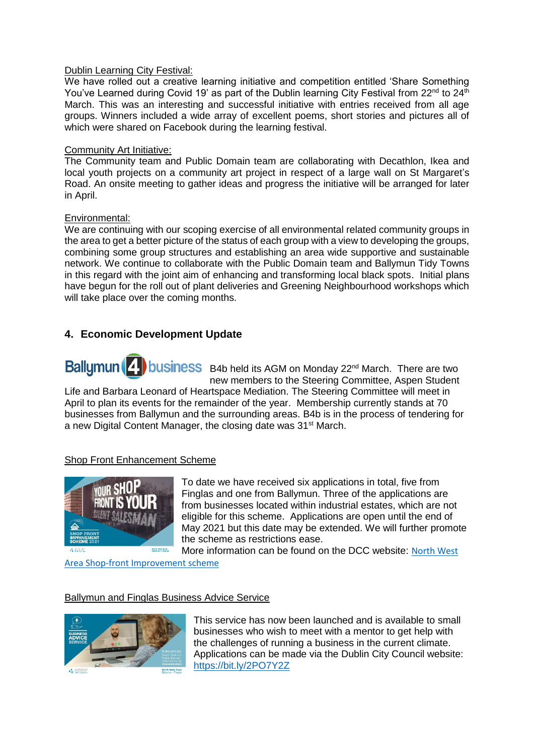Dublin Learning City Festival:

We have rolled out a creative learning initiative and competition entitled 'Share Something You've Learned during Covid 19' as part of the Dublin learning City Festival from 22nd to 24th March. This was an interesting and successful initiative with entries received from all age groups. Winners included a wide array of excellent poems, short stories and pictures all of which were shared on Facebook during the learning festival.

Community Art Initiative:

The Community team and Public Domain team are collaborating with Decathlon, Ikea and local youth projects on a community art project in respect of a large wall on St Margaret's Road. An onsite meeting to gather ideas and progress the initiative will be arranged for later in April.

Environmental:

We are continuing with our scoping exercise of all environmental related community groups in the area to get a better picture of the status of each group with a view to developing the groups, combining some group structures and establishing an area wide supportive and sustainable network. We continue to collaborate with the Public Domain team and Ballymun Tidy Towns in this regard with the joint aim of enhancing and transforming local black spots. Initial plans have begun for the roll out of plant deliveries and Greening Neighbourhood workshops which will take place over the coming months.

## 4. Economic Development Update

Ballymun 4 business

B4b held its AGM on Monday 22nd March. There are two new members to the Steering Committee, Aspen Student Life and Barbara Leonard of Heartspace Mediation. The Steering Committee will meet in April to plan its events for the remainder of the year. Membership currently stands at 70 businesses from Ballymun and the surrounding areas. B4b is in the process of tendering for a new Digital Content Manager, the closing date was 31st March.

Shop Front Enhancement Scheme

To date we have received six applications in total, five from Finglas and one from Ballymun. Three of the applications are from businesses located within industrial estates, which are not eligible for this scheme. Applications are open until the end of May 2021 but this date may be extended. We will further promote the scheme as restrictions ease.

More information can be found on the DCC website: North West Area Shop-front Improvement scheme

Ballymun and Finglas Business Advice Service

This service has now been launched and is available to small businesses who wish to meet with a mentor to get help with the challenges of running a business in the current climate. Applications can be made via the Dublin City Council website: https://bit.ly/2PO7Y2Z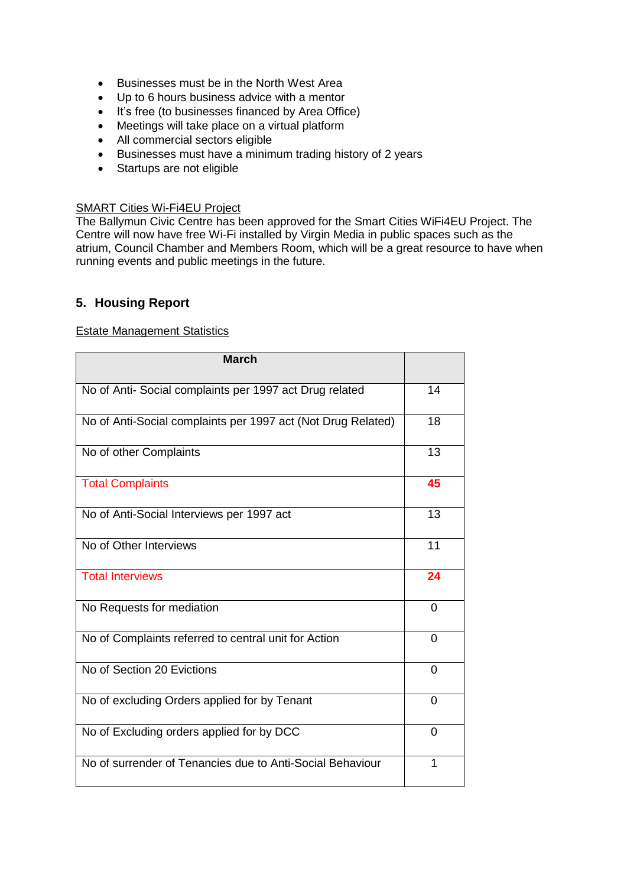- Businesses must be in the North West Area
- Up to 6 hours business advice with a mentor
- It's free (to businesses financed by Area Office)
- Meetings will take place on a virtual platform
- All commercial sectors eligible
- Businesses must have a minimum trading history of 2 years
- Startups are not eligible

SMART Cities Wi-Fi4EU Project

The Ballymun Civic Centre has been approved for the Smart Cities WiFi4EU Project. The Centre will now have free Wi-Fi installed by Virgin Media in public spaces such as the atrium, Council Chamber and Members Room, which will be a great resource to have when running events and public meetings in the future.

## 5. Housing Report

Estate Management Statistics

| March | |
|---|---|
| No of Anti- Social complaints per 1997 act Drug related | 14 |
| No of Anti-Social complaints per 1997 act (Not Drug Related) | 18 |
| No of other Complaints | 13 |
| Total Complaints | **45** |
| No of Anti-Social Interviews per 1997 act | 13 |
| No of Other Interviews | 11 |
| Total Interviews | **24** |
| No Requests for mediation | 0 |
| No of Complaints referred to central unit for Action | 0 |
| No of Section 20 Evictions | 0 |
| No of excluding Orders applied for by Tenant | 0 |
| No of Excluding orders applied for by DCC | 0 |
| No of surrender of Tenancies due to Anti-Social Behaviour | 1 |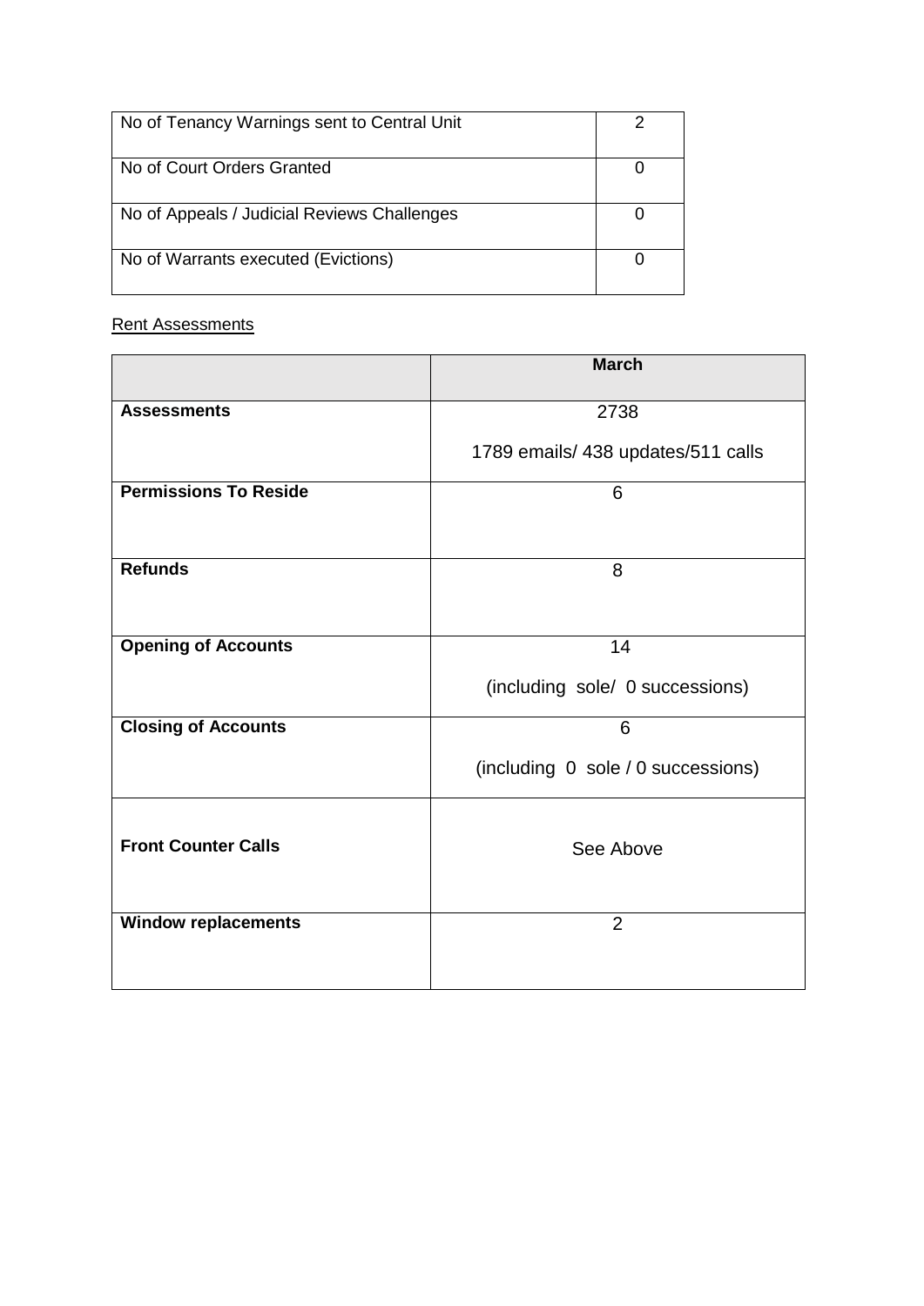| No of Tenancy Warnings sent to Central Unit | 2 |
|---|---|
| No of Court Orders Granted | 0 |
| No of Appeals / Judicial Reviews Challenges | 0 |
| No of Warrants executed (Evictions) | 0 |

Rent Assessments

| | **March** |
|---|---|
| **Assessments** | 2738<br>1789 emails/ 438 updates/511 calls |
| **Permissions To Reside** | 6 |
| **Refunds** | 8 |
| **Opening of Accounts** | 14<br>(including sole/ 0 successions) |
| **Closing of Accounts** | 6<br>(including 0 sole / 0 successions) |
| **Front Counter Calls** | See Above |
| **Window replacements** | 2 |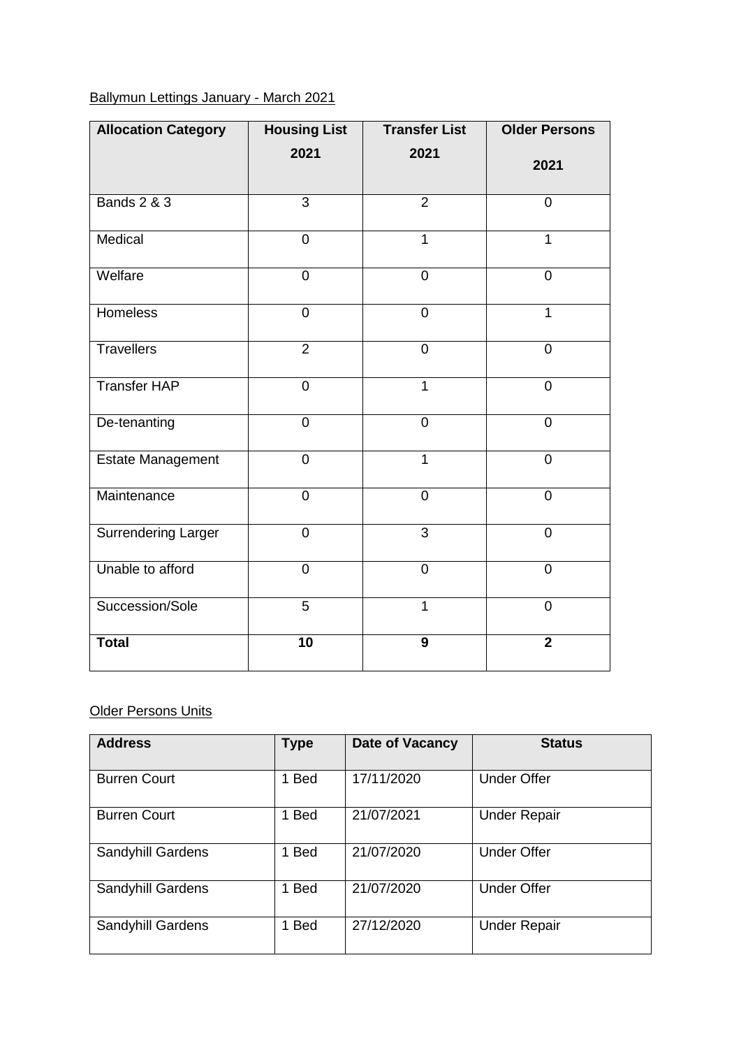Ballymun Lettings January - March 2021

| Allocation Category | Housing List 2021 | Transfer List 2021 | Older Persons 2021 |
|---|---|---|---|
| Bands 2 & 3 | 3 | 2 | 0 |
| Medical | 0 | 1 | 1 |
| Welfare | 0 | 0 | 0 |
| Homeless | 0 | 0 | 1 |
| Travellers | 2 | 0 | 0 |
| Transfer HAP | 0 | 1 | 0 |
| De-tenanting | 0 | 0 | 0 |
| Estate Management | 0 | 1 | 0 |
| Maintenance | 0 | 0 | 0 |
| Surrendering Larger | 0 | 3 | 0 |
| Unable to afford | 0 | 0 | 0 |
| Succession/Sole | 5 | 1 | 0 |
| **Total** | **10** | **9** | **2** |

Older Persons Units

| Address | Type | Date of Vacancy | Status |
|---|---|---|---|
| Burren Court | 1 Bed | 17/11/2020 | Under Offer |
| Burren Court | 1 Bed | 21/07/2021 | Under Repair |
| Sandyhill Gardens | 1 Bed | 21/07/2020 | Under Offer |
| Sandyhill Gardens | 1 Bed | 21/07/2020 | Under Offer |
| Sandyhill Gardens | 1 Bed | 27/12/2020 | Under Repair |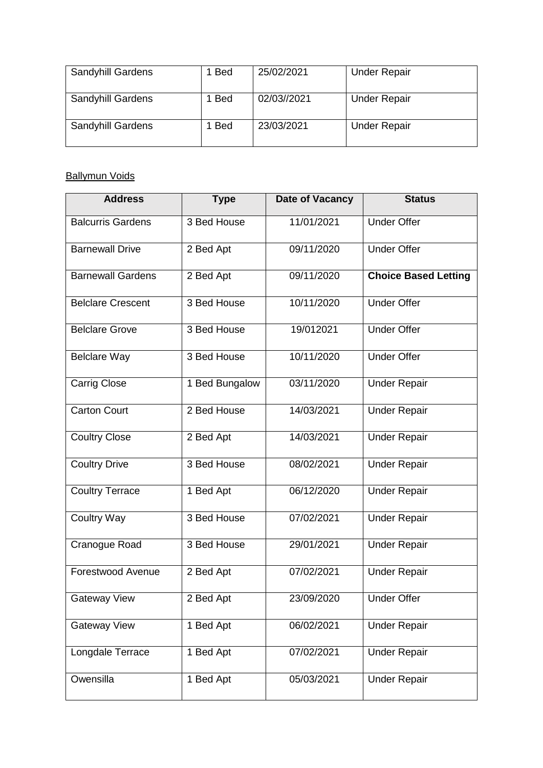| Sandyhill Gardens | 1 Bed | 25/02/2021 | Under Repair |
|---|---|---|---|
| Sandyhill Gardens | 1 Bed | 02/03//2021 | Under Repair |
| Sandyhill Gardens | 1 Bed | 23/03/2021 | Under Repair |

<u>Ballymun Voids</u>

| Address | Type | Date of Vacancy | Status |
|---|---|---|---|
| Balcurris Gardens | 3 Bed House | 11/01/2021 | Under Offer |
| Barnewall Drive | 2 Bed Apt | 09/11/2020 | Under Offer |
| Barnewall Gardens | 2 Bed Apt | 09/11/2020 | **Choice Based Letting** |
| Belclare Crescent | 3 Bed House | 10/11/2020 | Under Offer |
| Belclare Grove | 3 Bed House | 19/012021 | Under Offer |
| Belclare Way | 3 Bed House | 10/11/2020 | Under Offer |
| Carrig Close | 1 Bed Bungalow | 03/11/2020 | Under Repair |
| Carton Court | 2 Bed House | 14/03/2021 | Under Repair |
| Coultry Close | 2 Bed Apt | 14/03/2021 | Under Repair |
| Coultry Drive | 3 Bed House | 08/02/2021 | Under Repair |
| Coultry Terrace | 1 Bed Apt | 06/12/2020 | Under Repair |
| Coultry Way | 3 Bed House | 07/02/2021 | Under Repair |
| Cranogue Road | 3 Bed House | 29/01/2021 | Under Repair |
| Forestwood Avenue | 2 Bed Apt | 07/02/2021 | Under Repair |
| Gateway View | 2 Bed Apt | 23/09/2020 | Under Offer |
| Gateway View | 1 Bed Apt | 06/02/2021 | Under Repair |
| Longdale Terrace | 1 Bed Apt | 07/02/2021 | Under Repair |
| Owensilla | 1 Bed Apt | 05/03/2021 | Under Repair |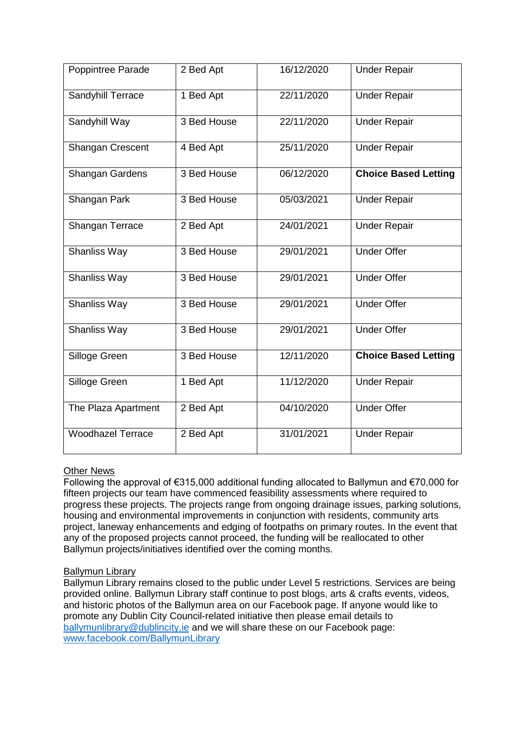| Poppintree Parade | 2 Bed Apt | 16/12/2020 | Under Repair |
|---|---|---|---|
| Sandyhill Terrace | 1 Bed Apt | 22/11/2020 | Under Repair |
| Sandyhill Way | 3 Bed House | 22/11/2020 | Under Repair |
| Shangan Crescent | 4 Bed Apt | 25/11/2020 | Under Repair |
| Shangan Gardens | 3 Bed House | 06/12/2020 | **Choice Based Letting** |
| Shangan Park | 3 Bed House | 05/03/2021 | Under Repair |
| Shangan Terrace | 2 Bed Apt | 24/01/2021 | Under Repair |
| Shanliss Way | 3 Bed House | 29/01/2021 | Under Offer |
| Shanliss Way | 3 Bed House | 29/01/2021 | Under Offer |
| Shanliss Way | 3 Bed House | 29/01/2021 | Under Offer |
| Shanliss Way | 3 Bed House | 29/01/2021 | Under Offer |
| Silloge Green | 3 Bed House | 12/11/2020 | **Choice Based Letting** |
| Silloge Green | 1 Bed Apt | 11/12/2020 | Under Repair |
| The Plaza Apartment | 2 Bed Apt | 04/10/2020 | Under Offer |
| Woodhazel Terrace | 2 Bed Apt | 31/01/2021 | Under Repair |

Other News

Following the approval of €315,000 additional funding allocated to Ballymun and €70,000 for fifteen projects our team have commenced feasibility assessments where required to progress these projects. The projects range from ongoing drainage issues, parking solutions, housing and environmental improvements in conjunction with residents, community arts project, laneway enhancements and edging of footpaths on primary routes. In the event that any of the proposed projects cannot proceed, the funding will be reallocated to other Ballymun projects/initiatives identified over the coming months.

Ballymun Library

Ballymun Library remains closed to the public under Level 5 restrictions. Services are being provided online. Ballymun Library staff continue to post blogs, arts & crafts events, videos, and historic photos of the Ballymun area on our Facebook page. If anyone would like to promote any Dublin City Council-related initiative then please email details to ballymunlibrary@dublincity.ie and we will share these on our Facebook page: www.facebook.com/BallymunLibrary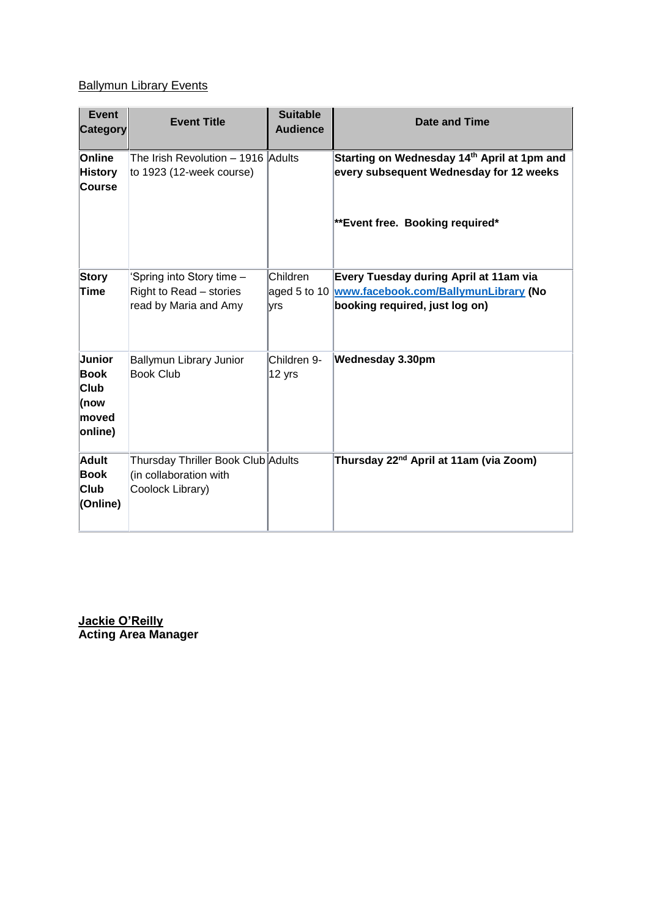Ballymun Library Events

| Event Category | Event Title | Suitable Audience | Date and Time |
|---|---|---|---|
| **Online History Course** | The Irish Revolution – 1916 to 1923 (12-week course) | Adults | **Starting on Wednesday 14th April at 1pm and every subsequent Wednesday for 12 weeks** <br><br> **\*\*Event free. Booking required\*** |
| **Story Time** | 'Spring into Story time – Right to Read – stories read by Maria and Amy | Children aged 5 to 10 yrs | **Every Tuesday during April at 11am via www.facebook.com/BallymunLibrary (No booking required, just log on)** |
| **Junior Book Club (now moved online)** | Ballymun Library Junior Book Club | Children 9-12 yrs | **Wednesday 3.30pm** |
| **Adult Book Club (Online)** | Thursday Thriller Book Club (in collaboration with Coolock Library) | Adults | **Thursday 22nd April at 11am (via Zoom)** |

**Jackie O'Reilly**
**Acting Area Manager**